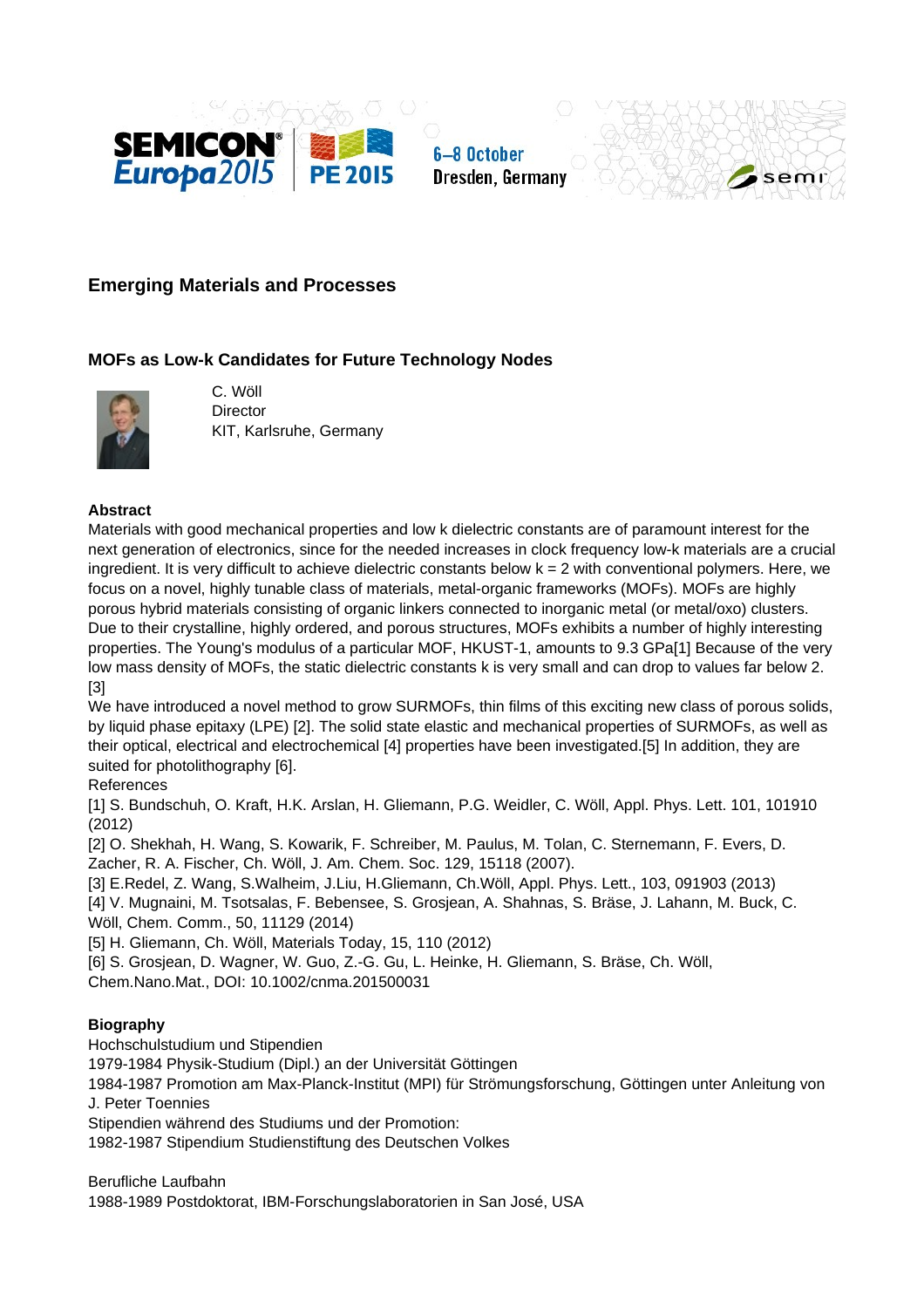## Emerging Materials and Processes

### MOFs as Low-k Candidates for Future Technology Nodes

C. Wöll
Director
KIT, Karlsruhe, Germany

**Abstract**

Materials with good mechanical properties and low k dielectric constants are of paramount interest for the next generation of electronics, since for the needed increases in clock frequency low-k materials are a crucial ingredient. It is very difficult to achieve dielectric constants below k = 2 with conventional polymers. Here, we focus on a novel, highly tunable class of materials, metal-organic frameworks (MOFs). MOFs are highly porous hybrid materials consisting of organic linkers connected to inorganic metal (or metal/oxo) clusters. Due to their crystalline, highly ordered, and porous structures, MOFs exhibits a number of highly interesting properties. The Young's modulus of a particular MOF, HKUST-1, amounts to 9.3 GPa[1] Because of the very low mass density of MOFs, the static dielectric constants k is very small and can drop to values far below 2. [3]

We have introduced a novel method to grow SURMOFs, thin films of this exciting new class of porous solids, by liquid phase epitaxy (LPE) [2]. The solid state elastic and mechanical properties of SURMOFs, as well as their optical, electrical and electrochemical [4] properties have been investigated.[5] In addition, they are suited for photolithography [6].

References

[1] S. Bundschuh, O. Kraft, H.K. Arslan, H. Gliemann, P.G. Weidler, C. Wöll, Appl. Phys. Lett. 101, 101910 (2012)

[2] O. Shekhah, H. Wang, S. Kowarik, F. Schreiber, M. Paulus, M. Tolan, C. Sternemann, F. Evers, D. Zacher, R. A. Fischer, Ch. Wöll, J. Am. Chem. Soc. 129, 15118 (2007).

[3] E.Redel, Z. Wang, S.Walheim, J.Liu, H.Gliemann, Ch.Wöll, Appl. Phys. Lett., 103, 091903 (2013)

[4] V. Mugnaini, M. Tsotsalas, F. Bebensee, S. Grosjean, A. Shahnas, S. Bräse, J. Lahann, M. Buck, C. Wöll, Chem. Comm., 50, 11129 (2014)

[5] H. Gliemann, Ch. Wöll, Materials Today, 15, 110 (2012)

[6] S. Grosjean, D. Wagner, W. Guo, Z.-G. Gu, L. Heinke, H. Gliemann, S. Bräse, Ch. Wöll, Chem.Nano.Mat., DOI: 10.1002/cnma.201500031

**Biography**

Hochschulstudium und Stipendien

1979-1984 Physik-Studium (Dipl.) an der Universität Göttingen

1984-1987 Promotion am Max-Planck-Institut (MPI) für Strömungsforschung, Göttingen unter Anleitung von J. Peter Toennies

Stipendien während des Studiums und der Promotion:

1982-1987 Stipendium Studienstiftung des Deutschen Volkes

Berufliche Laufbahn

1988-1989 Postdoktorat, IBM-Forschungslaboratorien in San José, USA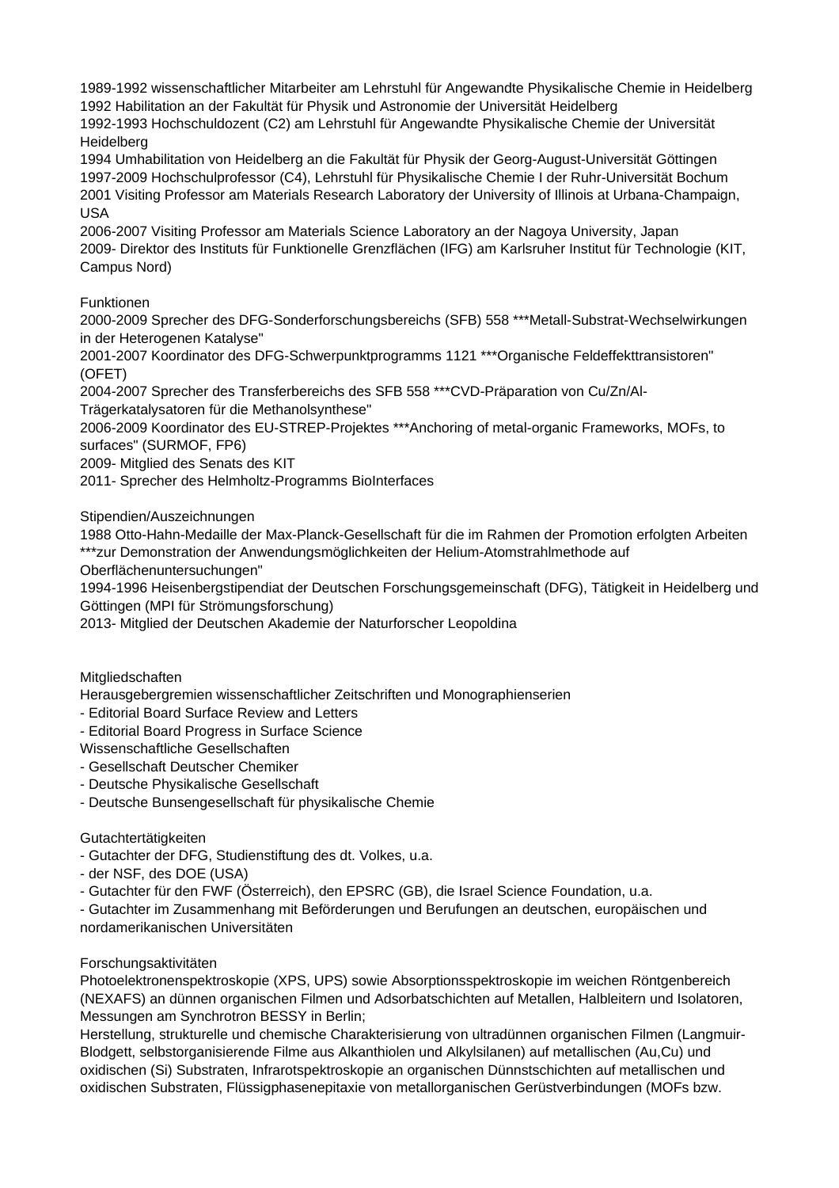1989-1992 wissenschaftlicher Mitarbeiter am Lehrstuhl für Angewandte Physikalische Chemie in Heidelberg
1992 Habilitation an der Fakultät für Physik und Astronomie der Universität Heidelberg
1992-1993 Hochschuldozent (C2) am Lehrstuhl für Angewandte Physikalische Chemie der Universität Heidelberg
1994 Umhabilitation von Heidelberg an die Fakultät für Physik der Georg-August-Universität Göttingen
1997-2009 Hochschulprofessor (C4), Lehrstuhl für Physikalische Chemie I der Ruhr-Universität Bochum
2001 Visiting Professor am Materials Research Laboratory der University of Illinois at Urbana-Champaign, USA
2006-2007 Visiting Professor am Materials Science Laboratory an der Nagoya University, Japan
2009- Direktor des Instituts für Funktionelle Grenzflächen (IFG) am Karlsruher Institut für Technologie (KIT, Campus Nord)

Funktionen
2000-2009 Sprecher des DFG-Sonderforschungsbereichs (SFB) 558 ***Metall-Substrat-Wechselwirkungen in der Heterogenen Katalyse"
2001-2007 Koordinator des DFG-Schwerpunktprogramms 1121 ***Organische Feldeffekttransistoren" (OFET)
2004-2007 Sprecher des Transferbereichs des SFB 558 ***CVD-Präparation von Cu/Zn/Al-Trägerkatalysatoren für die Methanolsynthese"
2006-2009 Koordinator des EU-STREP-Projektes ***Anchoring of metal-organic Frameworks, MOFs, to surfaces" (SURMOF, FP6)
2009- Mitglied des Senats des KIT
2011- Sprecher des Helmholtz-Programms BioInterfaces

Stipendien/Auszeichnungen
1988 Otto-Hahn-Medaille der Max-Planck-Gesellschaft für die im Rahmen der Promotion erfolgten Arbeiten ***zur Demonstration der Anwendungsmöglichkeiten der Helium-Atomstrahlmethode auf Oberflächenuntersuchungen"
1994-1996 Heisenbergstipendiat der Deutschen Forschungsgemeinschaft (DFG), Tätigkeit in Heidelberg und Göttingen (MPI für Strömungsforschung)
2013- Mitglied der Deutschen Akademie der Naturforscher Leopoldina

Mitgliedschaften
Herausgebergremien wissenschaftlicher Zeitschriften und Monographienserien
- Editorial Board Surface Review and Letters
- Editorial Board Progress in Surface Science

Wissenschaftliche Gesellschaften
- Gesellschaft Deutscher Chemiker
- Deutsche Physikalische Gesellschaft
- Deutsche Bunsengesellschaft für physikalische Chemie

Gutachtertätigkeiten
- Gutachter der DFG, Studienstiftung des dt. Volkes, u.a.
- der NSF, des DOE (USA)
- Gutachter für den FWF (Österreich), den EPSRC (GB), die Israel Science Foundation, u.a.
- Gutachter im Zusammenhang mit Beförderungen und Berufungen an deutschen, europäischen und nordamerikanischen Universitäten

Forschungsaktivitäten
Photoelektronenspektroskopie (XPS, UPS) sowie Absorptionsspektroskopie im weichen Röntgenbereich (NEXAFS) an dünnen organischen Filmen und Adsorbatschichten auf Metallen, Halbleitern und Isolatoren, Messungen am Synchrotron BESSY in Berlin;
Herstellung, strukturelle und chemische Charakterisierung von ultradünnen organischen Filmen (Langmuir-Blodgett, selbstorganisierende Filme aus Alkanthiolen und Alkylsilanen) auf metallischen (Au,Cu) und oxidischen (Si) Substraten, Infrarotspektroskopie an organischen Dünnstschichten auf metallischen und oxidischen Substraten, Flüssigphasenepitaxie von metallorganischen Gerüstverbindungen (MOFs bzw.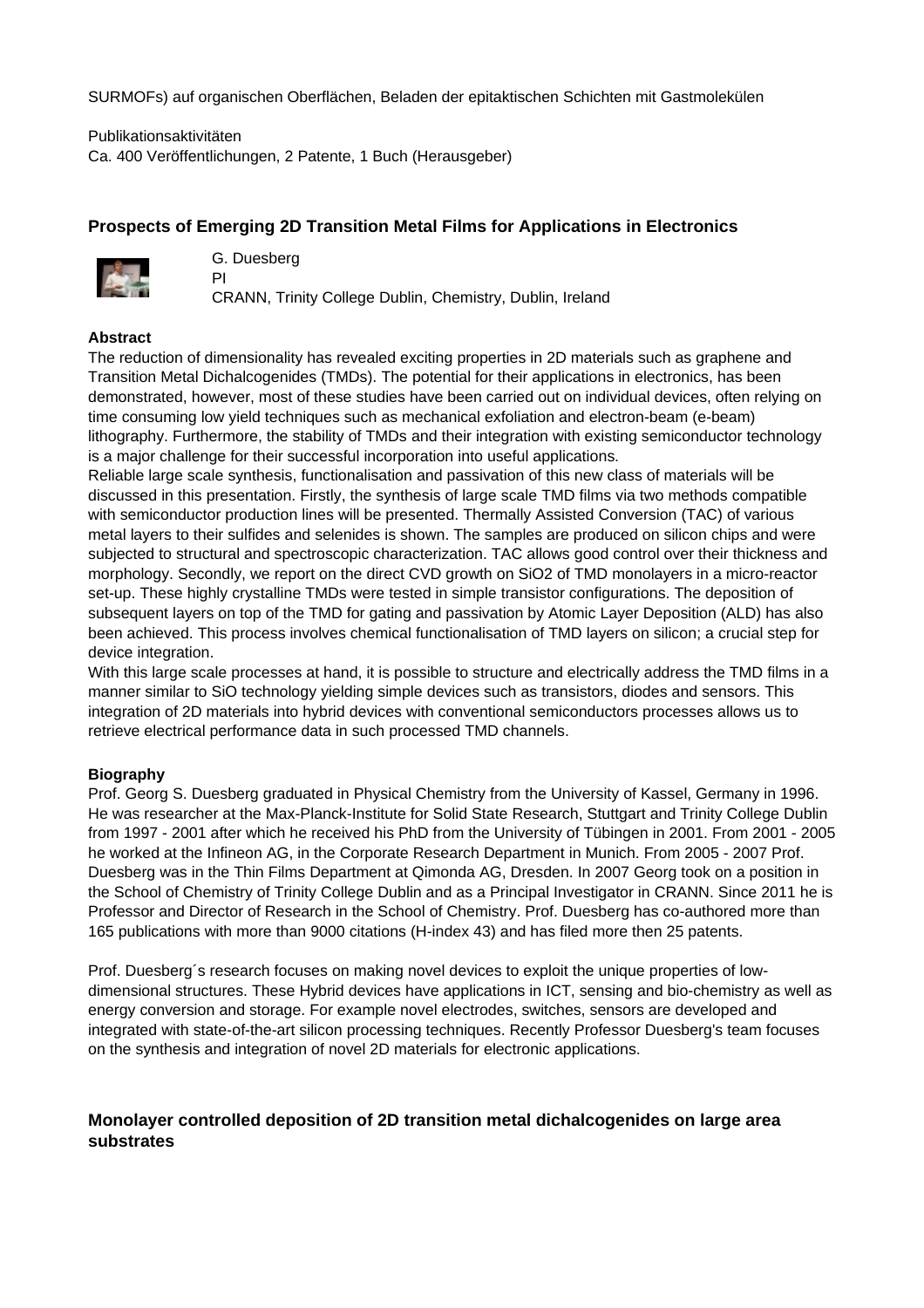SURMOFs) auf organischen Oberflächen, Beladen der epitaktischen Schichten mit Gastmolekülen

Publikationsaktivitäten
Ca. 400 Veröffentlichungen, 2 Patente, 1 Buch (Herausgeber)

## Prospects of Emerging 2D Transition Metal Films for Applications in Electronics

G. Duesberg
PI
CRANN, Trinity College Dublin, Chemistry, Dublin, Ireland

**Abstract**

The reduction of dimensionality has revealed exciting properties in 2D materials such as graphene and Transition Metal Dichalcogenides (TMDs). The potential for their applications in electronics, has been demonstrated, however, most of these studies have been carried out on individual devices, often relying on time consuming low yield techniques such as mechanical exfoliation and electron-beam (e-beam) lithography. Furthermore, the stability of TMDs and their integration with existing semiconductor technology is a major challenge for their successful incorporation into useful applications.
Reliable large scale synthesis, functionalisation and passivation of this new class of materials will be discussed in this presentation. Firstly, the synthesis of large scale TMD films via two methods compatible with semiconductor production lines will be presented. Thermally Assisted Conversion (TAC) of various metal layers to their sulfides and selenides is shown. The samples are produced on silicon chips and were subjected to structural and spectroscopic characterization. TAC allows good control over their thickness and morphology. Secondly, we report on the direct CVD growth on $SiO_2$ of TMD monolayers in a micro-reactor set-up. These highly crystalline TMDs were tested in simple transistor configurations. The deposition of subsequent layers on top of the TMD for gating and passivation by Atomic Layer Deposition (ALD) has also been achieved. This process involves chemical functionalisation of TMD layers on silicon; a crucial step for device integration.
With this large scale processes at hand, it is possible to structure and electrically address the TMD films in a manner similar to SiO technology yielding simple devices such as transistors, diodes and sensors. This integration of 2D materials into hybrid devices with conventional semiconductors processes allows us to retrieve electrical performance data in such processed TMD channels.

**Biography**

Prof. Georg S. Duesberg graduated in Physical Chemistry from the University of Kassel, Germany in 1996. He was researcher at the Max-Planck-Institute for Solid State Research, Stuttgart and Trinity College Dublin from 1997 - 2001 after which he received his PhD from the University of Tübingen in 2001. From 2001 - 2005 he worked at the Infineon AG, in the Corporate Research Department in Munich. From 2005 - 2007 Prof. Duesberg was in the Thin Films Department at Qimonda AG, Dresden. In 2007 Georg took on a position in the School of Chemistry of Trinity College Dublin and as a Principal Investigator in CRANN. Since 2011 he is Professor and Director of Research in the School of Chemistry. Prof. Duesberg has co-authored more than 165 publications with more than 9000 citations (H-index 43) and has filed more then 25 patents.

Prof. Duesberg´s research focuses on making novel devices to exploit the unique properties of low-dimensional structures. These Hybrid devices have applications in ICT, sensing and bio-chemistry as well as energy conversion and storage. For example novel electrodes, switches, sensors are developed and integrated with state-of-the-art silicon processing techniques. Recently Professor Duesberg's team focuses on the synthesis and integration of novel 2D materials for electronic applications.

## Monolayer controlled deposition of 2D transition metal dichalcogenides on large area substrates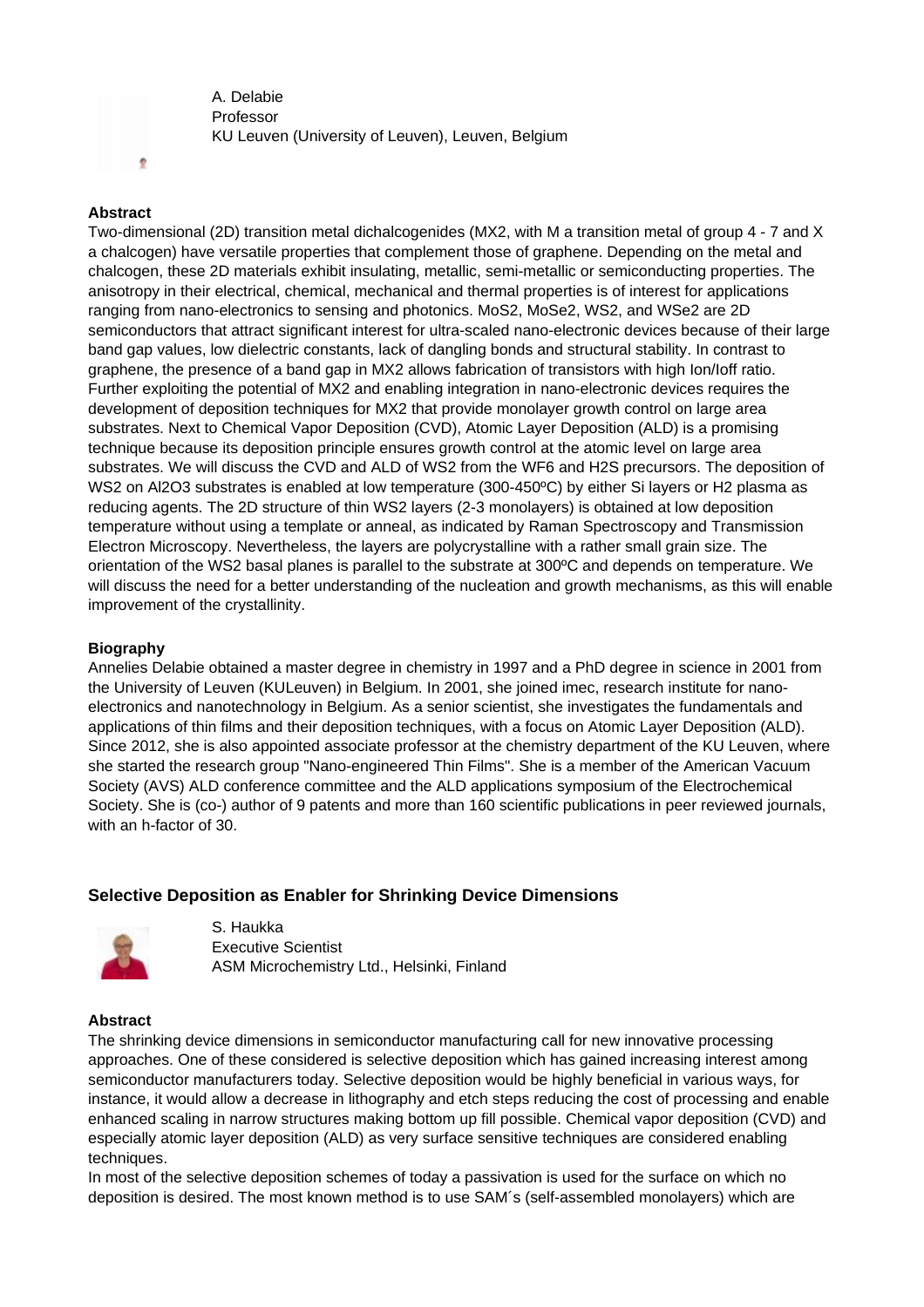A. Delabie
Professor
KU Leuven (University of Leuven), Leuven, Belgium

**Abstract**

Two-dimensional (2D) transition metal dichalcogenides ($MX_2$, with M a transition metal of group 4 - 7 and X a chalcogen) have versatile properties that complement those of graphene. Depending on the metal and chalcogen, these 2D materials exhibit insulating, metallic, semi-metallic or semiconducting properties. The anisotropy in their electrical, chemical, mechanical and thermal properties is of interest for applications ranging from nano-electronics to sensing and photonics. $MoS_2$, $MoSe_2$, $WS_2$, and $WSe_2$ are 2D semiconductors that attract significant interest for ultra-scaled nano-electronic devices because of their large band gap values, low dielectric constants, lack of dangling bonds and structural stability. In contrast to graphene, the presence of a band gap in $MX_2$ allows fabrication of transistors with high $I_{on}/I_{off}$ ratio. Further exploiting the potential of $MX_2$ and enabling integration in nano-electronic devices requires the development of deposition techniques for $MX_2$ that provide monolayer growth control on large area substrates. Next to Chemical Vapor Deposition (CVD), Atomic Layer Deposition (ALD) is a promising technique because its deposition principle ensures growth control at the atomic level on large area substrates. We will discuss the CVD and ALD of $WS_2$ from the $WF_6$ and $H_2S$ precursors. The deposition of $WS_2$ on $Al_2O_3$ substrates is enabled at low temperature (300-450ºC) by either Si layers or $H_2$ plasma as reducing agents. The 2D structure of thin $WS_2$ layers (2-3 monolayers) is obtained at low deposition temperature without using a template or anneal, as indicated by Raman Spectroscopy and Transmission Electron Microscopy. Nevertheless, the layers are polycrystalline with a rather small grain size. The orientation of the $WS_2$ basal planes is parallel to the substrate at 300ºC and depends on temperature. We will discuss the need for a better understanding of the nucleation and growth mechanisms, as this will enable improvement of the crystallinity.

**Biography**

Annelies Delabie obtained a master degree in chemistry in 1997 and a PhD degree in science in 2001 from the University of Leuven (KULeuven) in Belgium. In 2001, she joined imec, research institute for nano-electronics and nanotechnology in Belgium. As a senior scientist, she investigates the fundamentals and applications of thin films and their deposition techniques, with a focus on Atomic Layer Deposition (ALD). Since 2012, she is also appointed associate professor at the chemistry department of the KU Leuven, where she started the research group "Nano-engineered Thin Films". She is a member of the American Vacuum Society (AVS) ALD conference committee and the ALD applications symposium of the Electrochemical Society. She is (co-) author of 9 patents and more than 160 scientific publications in peer reviewed journals, with an h-factor of 30.

### Selective Deposition as Enabler for Shrinking Device Dimensions

S. Haukka
Executive Scientist
ASM Microchemistry Ltd., Helsinki, Finland

**Abstract**

The shrinking device dimensions in semiconductor manufacturing call for new innovative processing approaches. One of these considered is selective deposition which has gained increasing interest among semiconductor manufacturers today. Selective deposition would be highly beneficial in various ways, for instance, it would allow a decrease in lithography and etch steps reducing the cost of processing and enable enhanced scaling in narrow structures making bottom up fill possible. Chemical vapor deposition (CVD) and especially atomic layer deposition (ALD) as very surface sensitive techniques are considered enabling techniques.

In most of the selective deposition schemes of today a passivation is used for the surface on which no deposition is desired. The most known method is to use SAM´s (self-assembled monolayers) which are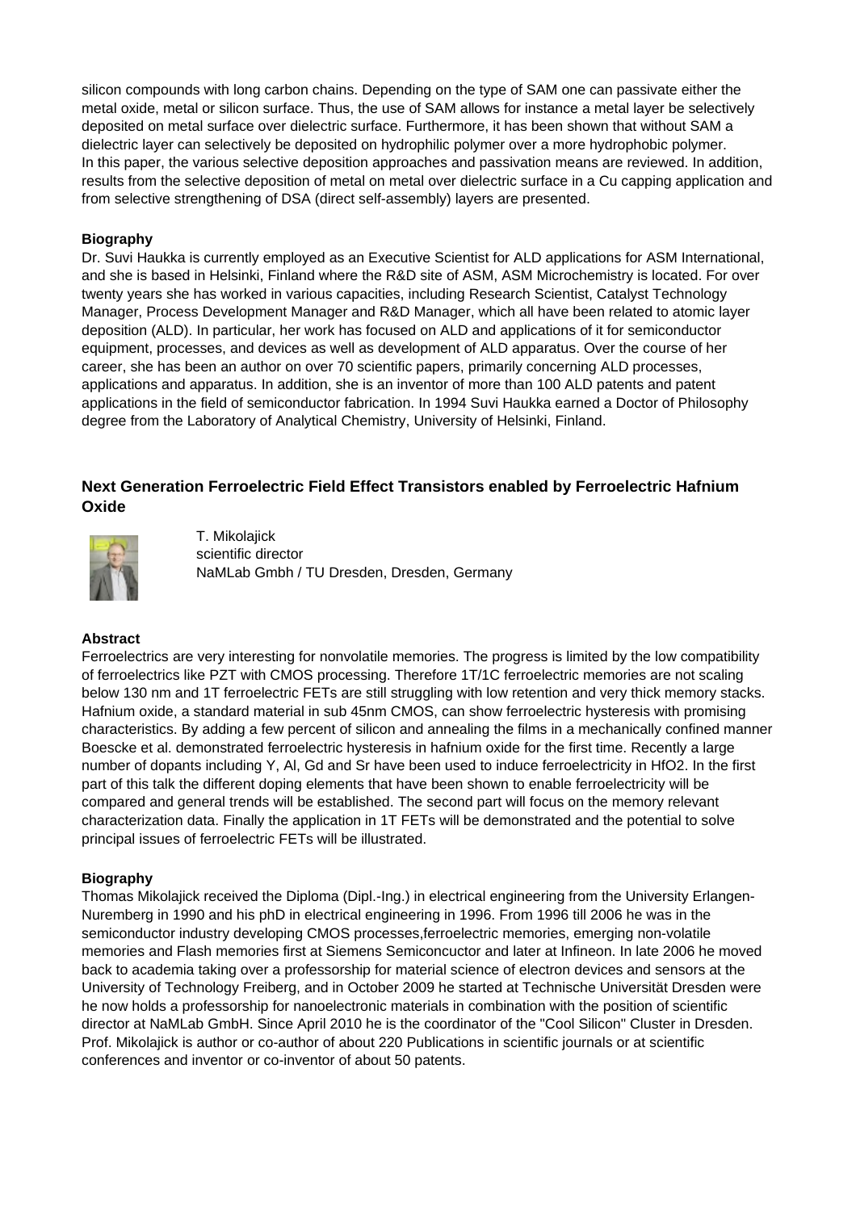silicon compounds with long carbon chains. Depending on the type of SAM one can passivate either the metal oxide, metal or silicon surface. Thus, the use of SAM allows for instance a metal layer be selectively deposited on metal surface over dielectric surface. Furthermore, it has been shown that without SAM a dielectric layer can selectively be deposited on hydrophilic polymer over a more hydrophobic polymer. In this paper, the various selective deposition approaches and passivation means are reviewed. In addition, results from the selective deposition of metal on metal over dielectric surface in a Cu capping application and from selective strengthening of DSA (direct self-assembly) layers are presented.

**Biography**

Dr. Suvi Haukka is currently employed as an Executive Scientist for ALD applications for ASM International, and she is based in Helsinki, Finland where the R&D site of ASM, ASM Microchemistry is located. For over twenty years she has worked in various capacities, including Research Scientist, Catalyst Technology Manager, Process Development Manager and R&D Manager, which all have been related to atomic layer deposition (ALD). In particular, her work has focused on ALD and applications of it for semiconductor equipment, processes, and devices as well as development of ALD apparatus. Over the course of her career, she has been an author on over 70 scientific papers, primarily concerning ALD processes, applications and apparatus. In addition, she is an inventor of more than 100 ALD patents and patent applications in the field of semiconductor fabrication. In 1994 Suvi Haukka earned a Doctor of Philosophy degree from the Laboratory of Analytical Chemistry, University of Helsinki, Finland.

## Next Generation Ferroelectric Field Effect Transistors enabled by Ferroelectric Hafnium Oxide

T. Mikolajick
scientific director
NaMLab Gmbh / TU Dresden, Dresden, Germany

**Abstract**

Ferroelectrics are very interesting for nonvolatile memories. The progress is limited by the low compatibility of ferroelectrics like PZT with CMOS processing. Therefore 1T/1C ferroelectric memories are not scaling below 130 nm and 1T ferroelectric FETs are still struggling with low retention and very thick memory stacks. Hafnium oxide, a standard material in sub 45nm CMOS, can show ferroelectric hysteresis with promising characteristics. By adding a few percent of silicon and annealing the films in a mechanically confined manner Boescke et al. demonstrated ferroelectric hysteresis in hafnium oxide for the first time. Recently a large number of dopants including Y, Al, Gd and Sr have been used to induce ferroelectricity in $HfO_2$. In the first part of this talk the different doping elements that have been shown to enable ferroelectricity will be compared and general trends will be established. The second part will focus on the memory relevant characterization data. Finally the application in 1T FETs will be demonstrated and the potential to solve principal issues of ferroelectric FETs will be illustrated.

**Biography**

Thomas Mikolajick received the Diploma (Dipl.-Ing.) in electrical engineering from the University Erlangen-Nuremberg in 1990 and his phD in electrical engineering in 1996. From 1996 till 2006 he was in the semiconductor industry developing CMOS processes,ferroelectric memories, emerging non-volatile memories and Flash memories first at Siemens Semiconcuctor and later at Infineon. In late 2006 he moved back to academia taking over a professorship for material science of electron devices and sensors at the University of Technology Freiberg, and in October 2009 he started at Technische Universität Dresden were he now holds a professorship for nanoelectronic materials in combination with the position of scientific director at NaMLab GmbH. Since April 2010 he is the coordinator of the "Cool Silicon" Cluster in Dresden. Prof. Mikolajick is author or co-author of about 220 Publications in scientific journals or at scientific conferences and inventor or co-inventor of about 50 patents.